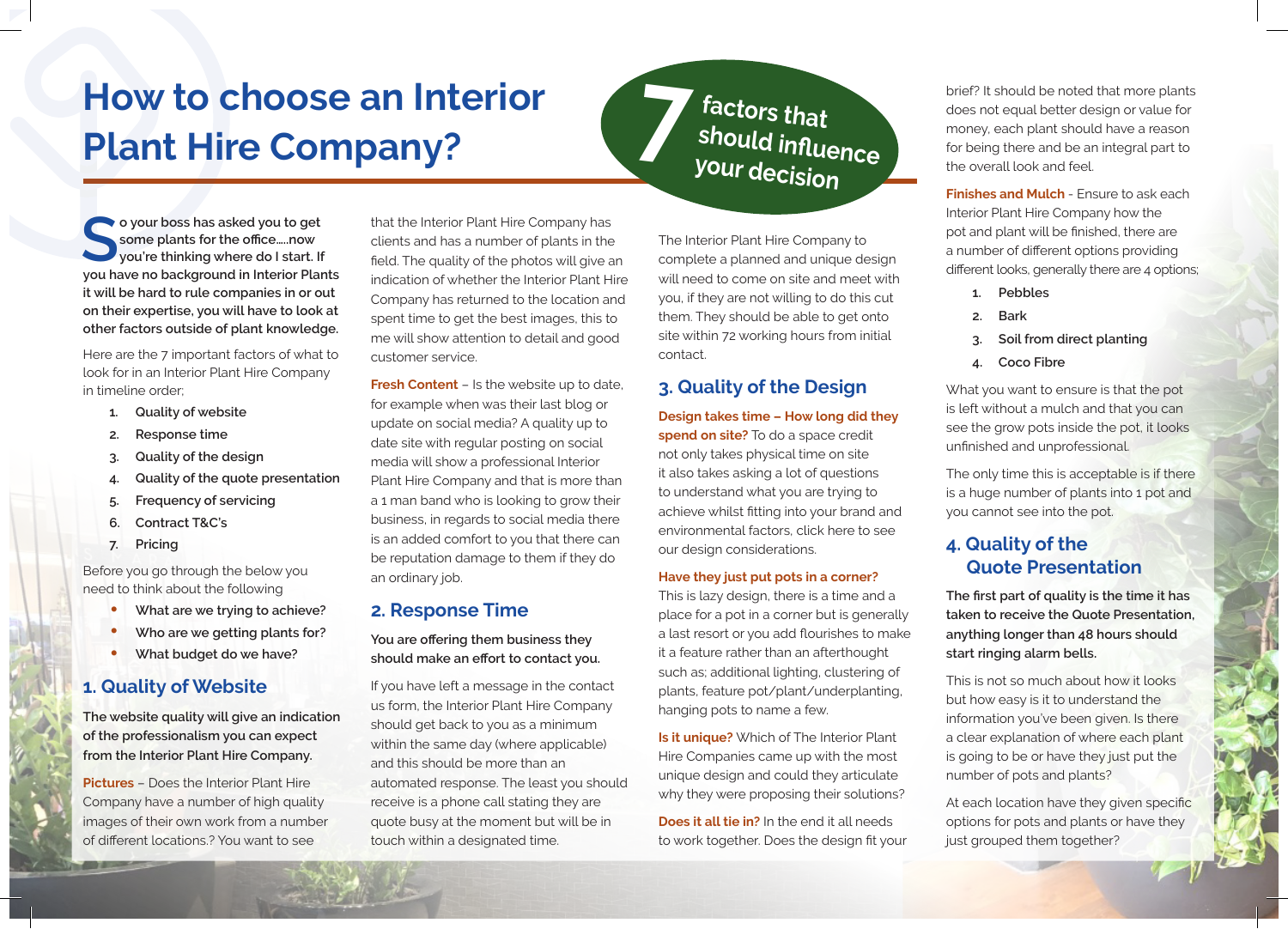# How to choose an Interior Plant Hire Company?

7 factors that should influence your decision

**So your boss has asked you to get some plants for the office.....now you're thinking where do I start. If you have no background in Interior Plants it will be hard to rule companies in or out on their expertise, you will have to look at other factors outside of plant knowledge.**

Here are the 7 important factors of what to look for in an Interior Plant Hire Company in timeline order;

1. Quality of website
2. Response time
3. Quality of the design
4. Quality of the quote presentation
5. Frequency of servicing
6. Contract T&C's
7. Pricing

Before you go through the below you need to think about the following

- What are we trying to achieve?
- Who are we getting plants for?
- What budget do we have?

## 1. Quality of Website

**The website quality will give an indication of the professionalism you can expect from the Interior Plant Hire Company.**

**Pictures** – Does the Interior Plant Hire Company have a number of high quality images of their own work from a number of different locations.? You want to see that the Interior Plant Hire Company has clients and has a number of plants in the field. The quality of the photos will give an indication of whether the Interior Plant Hire Company has returned to the location and spent time to get the best images, this to me will show attention to detail and good customer service.

**Fresh Content** – Is the website up to date, for example when was their last blog or update on social media? A quality up to date site with regular posting on social media will show a professional Interior Plant Hire Company and that is more than a 1 man band who is looking to grow their business, in regards to social media there is an added comfort to you that there can be reputation damage to them if they do an ordinary job.

## 2. Response Time

**You are offering them business they should make an effort to contact you.**

If you have left a message in the contact us form, the Interior Plant Hire Company should get back to you as a minimum within the same day (where applicable) and this should be more than an automated response. The least you should receive is a phone call stating they are quote busy at the moment but will be in touch within a designated time.

The Interior Plant Hire Company to complete a planned and unique design will need to come on site and meet with you, if they are not willing to do this cut them. They should be able to get onto site within 72 working hours from initial contact.

## 3. Quality of the Design

**Design takes time – How long did they spend on site?** To do a space credit not only takes physical time on site it also takes asking a lot of questions to understand what you are trying to achieve whilst fitting into your brand and environmental factors, click here to see our design considerations.

**Have they just put pots in a corner?**
This is lazy design, there is a time and a place for a pot in a corner but is generally a last resort or you add flourishes to make it a feature rather than an afterthought such as; additional lighting, clustering of plants, feature pot/plant/underplanting, hanging pots to name a few.

**Is it unique?** Which of The Interior Plant Hire Companies came up with the most unique design and could they articulate why they were proposing their solutions?

**Does it all tie in?** In the end it all needs to work together. Does the design fit your brief? It should be noted that more plants does not equal better design or value for money, each plant should have a reason for being there and be an integral part to the overall look and feel.

**Finishes and Mulch** - Ensure to ask each Interior Plant Hire Company how the pot and plant will be finished, there are a number of different options providing different looks, generally there are 4 options;

1. Pebbles
2. Bark
3. Soil from direct planting
4. Coco Fibre

What you want to ensure is that the pot is left without a mulch and that you can see the grow pots inside the pot, it looks unfinished and unprofessional.

The only time this is acceptable is if there is a huge number of plants into 1 pot and you cannot see into the pot.

## 4. Quality of the Quote Presentation

**The first part of quality is the time it has taken to receive the Quote Presentation, anything longer than 48 hours should start ringing alarm bells.**

This is not so much about how it looks but how easy is it to understand the information you've been given. Is there a clear explanation of where each plant is going to be or have they just put the number of pots and plants?

At each location have they given specific options for pots and plants or have they just grouped them together?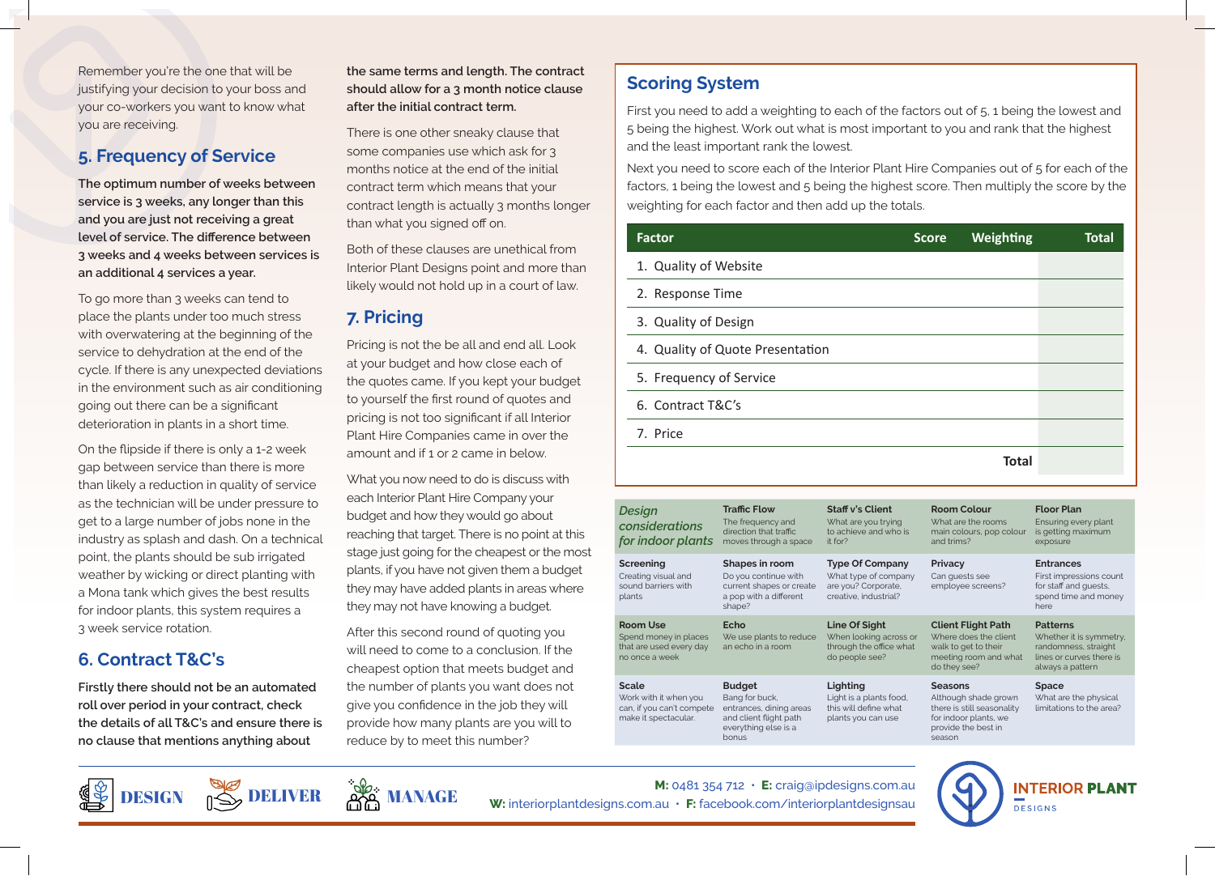Remember you're the one that will be justifying your decision to your boss and your co-workers you want to know what you are receiving.

## 5. Frequency of Service

**The optimum number of weeks between service is 3 weeks, any longer than this and you are just not receiving a great level of service. The difference between 3 weeks and 4 weeks between services is an additional 4 services a year.**

To go more than 3 weeks can tend to place the plants under too much stress with overwatering at the beginning of the service to dehydration at the end of the cycle. If there is any unexpected deviations in the environment such as air conditioning going out there can be a significant deterioration in plants in a short time.

On the flipside if there is only a 1-2 week gap between service than there is more than likely a reduction in quality of service as the technician will be under pressure to get to a large number of jobs none in the industry as splash and dash. On a technical point, the plants should be sub irrigated weather by wicking or direct planting with a Mona tank which gives the best results for indoor plants, this system requires a 3 week service rotation.

## 6. Contract T&C's

**Firstly there should not be an automated roll over period in your contract, check the details of all T&C's and ensure there is no clause that mentions anything about the same terms and length. The contract should allow for a 3 month notice clause after the initial contract term.**

There is one other sneaky clause that some companies use which ask for 3 months notice at the end of the initial contract term which means that your contract length is actually 3 months longer than what you signed off on.

Both of these clauses are unethical from Interior Plant Designs point and more than likely would not hold up in a court of law.

## 7. Pricing

Pricing is not the be all and end all. Look at your budget and how close each of the quotes came. If you kept your budget to yourself the first round of quotes and pricing is not too significant if all Interior Plant Hire Companies came in over the amount and if 1 or 2 came in below.

What you now need to do is discuss with each Interior Plant Hire Company your budget and how they would go about reaching that target. There is no point at this stage just going for the cheapest or the most plants, if you have not given them a budget they may have added plants in areas where they may not have knowing a budget.

After this second round of quoting you will need to come to a conclusion. If the cheapest option that meets budget and the number of plants you want does not give you confidence in the job they will provide how many plants are you will to reduce by to meet this number?

## Scoring System

First you need to add a weighting to each of the factors out of 5, 1 being the lowest and 5 being the highest. Work out what is most important to you and rank that the highest and the least important rank the lowest.

Next you need to score each of the Interior Plant Hire Companies out of 5 for each of the factors, 1 being the lowest and 5 being the highest score. Then multiply the score by the weighting for each factor and then add up the totals.

| Factor | Score | Weighting | Total |
|---|---|---|---|
| 1. Quality of Website | | | |
| 2. Response Time | | | |
| 3. Quality of Design | | | |
| 4. Quality of Quote Presentation | | | |
| 5. Frequency of Service | | | |
| 6. Contract T&C's | | | |
| 7. Price | | | |
| | | **Total** | |

| *Design considerations for indoor plants* | **Traffic Flow** The frequency and direction that traffic moves through a space | **Staff v's Client** What are you trying to achieve and who is it for? | **Room Colour** What are the rooms main colours, pop colour and trims? | **Floor Plan** Ensuring every plant is getting maximum exposure |
|---|---|---|---|---|
| **Screening** Creating visual and sound barriers with plants | **Shapes in room** Do you continue with current shapes or create a pop with a different shape? | **Type Of Company** What type of company are you? Corporate, creative, industrial? | **Privacy** Can guests see employee screens? | **Entrances** First impressions count for staff and guests, spend time and money here |
| **Room Use** Spend money in places that are used every day no once a week | **Echo** We use plants to reduce an echo in a room | **Line Of Sight** When looking across or through the office what do people see? | **Client Flight Path** Where does the client walk to get to their meeting room and what do they see? | **Patterns** Whether it is symmetry, randomness, straight lines or curves there is always a pattern |
| **Scale** Work with it when you can, if you can't compete make it spectacular. | **Budget** Bang for buck, entrances, dining areas and client flight path everything else is a bonus | **Lighting** Light is a plants food, this will define what plants you can use | **Seasons** Although shade grown there is still seasonality for indoor plants, we provide the best in season | **Space** What are the physical limitations to the area? |

DESIGN DELIVER MANAGE

**M:** 0481 354 712 • **E:** craig@ipdesigns.com.au
**W:** interiorplantdesigns.com.au • **F:** facebook.com/interiorplantdesignsau

INTERIOR PLANT DESIGNS